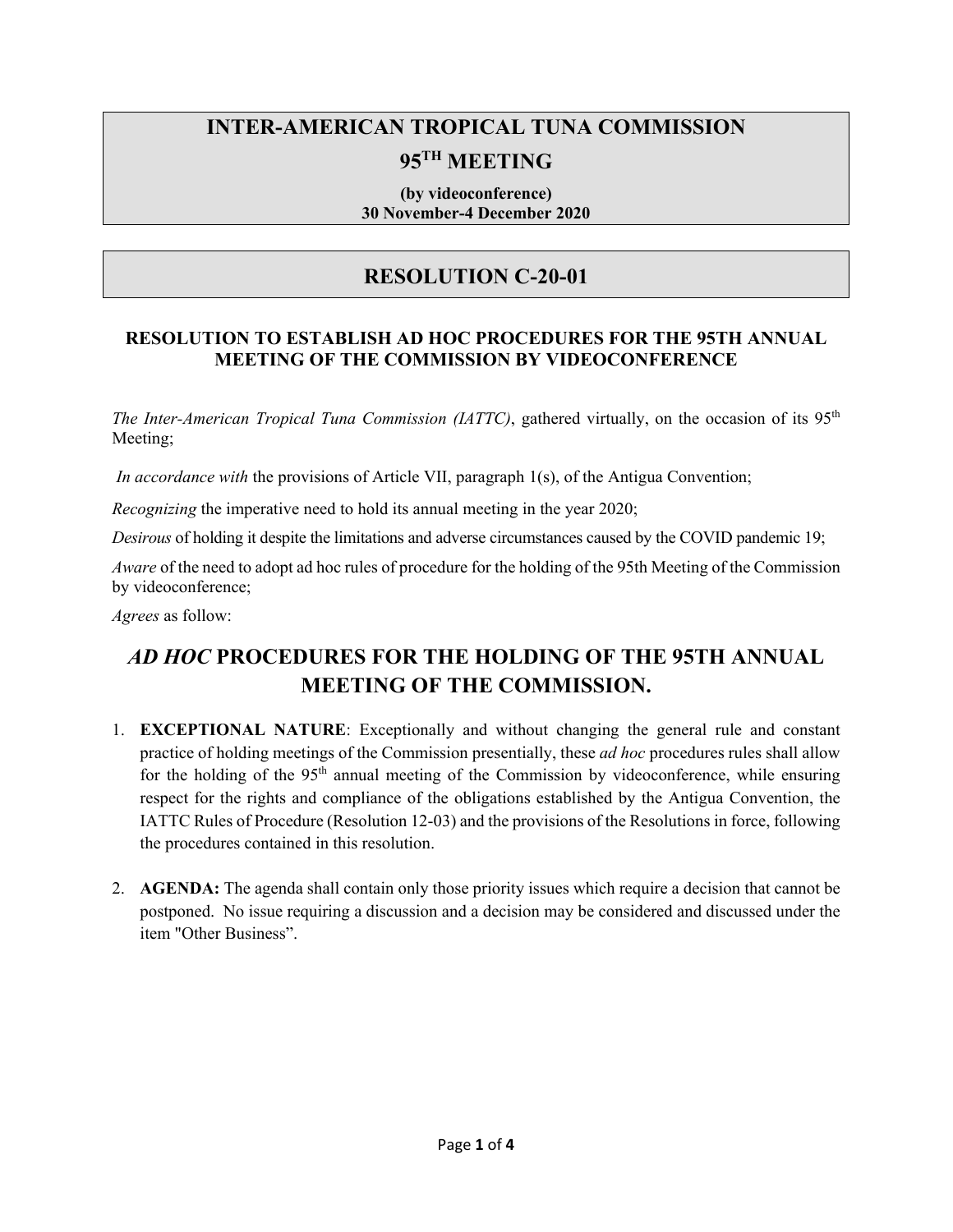# INTER-AMERICAN TROPICAL TUNA COMMISSION

# 95TH MEETING

**(by videoconference)**
**30 November-4 December 2020**

# RESOLUTION C-20-01

### RESOLUTION TO ESTABLISH AD HOC PROCEDURES FOR THE 95TH ANNUAL MEETING OF THE COMMISSION BY VIDEOCONFERENCE

*The Inter-American Tropical Tuna Commission (IATTC)*, gathered virtually, on the occasion of its 95th Meeting;

*In accordance with* the provisions of Article VII, paragraph 1(s), of the Antigua Convention;

*Recognizing* the imperative need to hold its annual meeting in the year 2020;

*Desirous* of holding it despite the limitations and adverse circumstances caused by the COVID pandemic 19;

*Aware* of the need to adopt ad hoc rules of procedure for the holding of the 95th Meeting of the Commission by videoconference;

*Agrees* as follow:

## *AD HOC* PROCEDURES FOR THE HOLDING OF THE 95TH ANNUAL MEETING OF THE COMMISSION.

1. **EXCEPTIONAL NATURE**: Exceptionally and without changing the general rule and constant practice of holding meetings of the Commission presentially, these *ad hoc* procedures rules shall allow for the holding of the 95th annual meeting of the Commission by videoconference, while ensuring respect for the rights and compliance of the obligations established by the Antigua Convention, the IATTC Rules of Procedure (Resolution 12-03) and the provisions of the Resolutions in force, following the procedures contained in this resolution.

2. **AGENDA:** The agenda shall contain only those priority issues which require a decision that cannot be postponed. No issue requiring a discussion and a decision may be considered and discussed under the item "Other Business".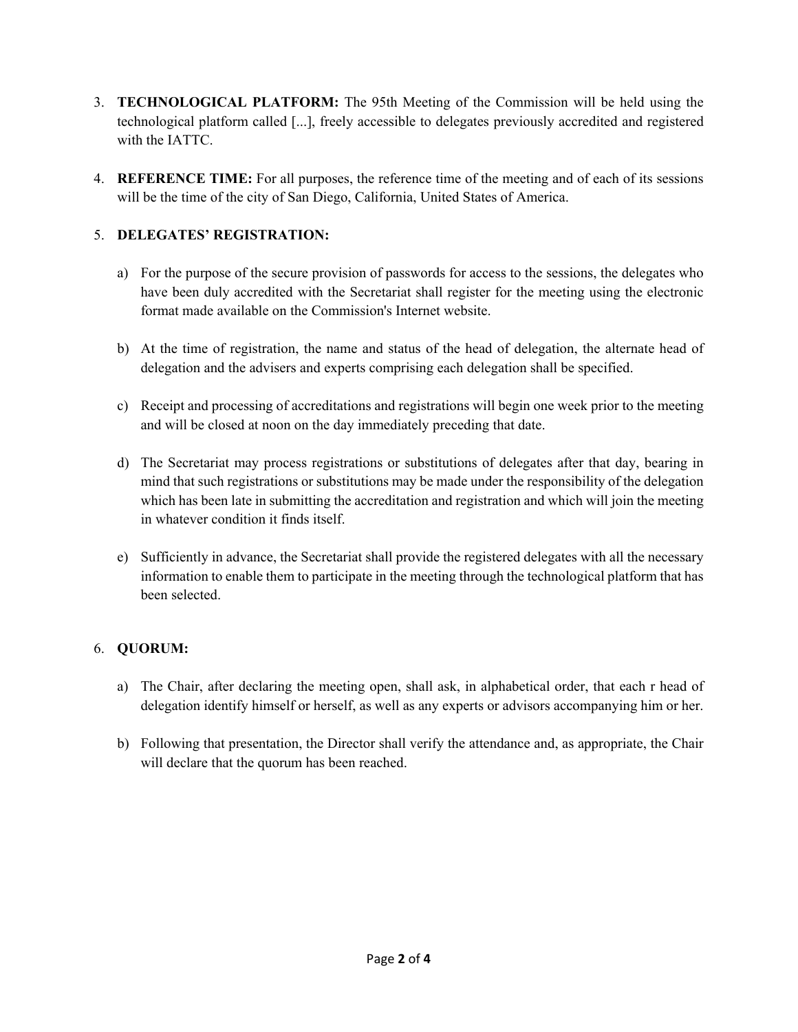3. **TECHNOLOGICAL PLATFORM:** The 95th Meeting of the Commission will be held using the technological platform called [...], freely accessible to delegates previously accredited and registered with the IATTC.

4. **REFERENCE TIME:** For all purposes, the reference time of the meeting and of each of its sessions will be the time of the city of San Diego, California, United States of America.

5. **DELEGATES' REGISTRATION:**

   a) For the purpose of the secure provision of passwords for access to the sessions, the delegates who have been duly accredited with the Secretariat shall register for the meeting using the electronic format made available on the Commission's Internet website.

   b) At the time of registration, the name and status of the head of delegation, the alternate head of delegation and the advisers and experts comprising each delegation shall be specified.

   c) Receipt and processing of accreditations and registrations will begin one week prior to the meeting and will be closed at noon on the day immediately preceding that date.

   d) The Secretariat may process registrations or substitutions of delegates after that day, bearing in mind that such registrations or substitutions may be made under the responsibility of the delegation which has been late in submitting the accreditation and registration and which will join the meeting in whatever condition it finds itself.

   e) Sufficiently in advance, the Secretariat shall provide the registered delegates with all the necessary information to enable them to participate in the meeting through the technological platform that has been selected.

6. **QUORUM:**

   a) The Chair, after declaring the meeting open, shall ask, in alphabetical order, that each r head of delegation identify himself or herself, as well as any experts or advisors accompanying him or her.

   b) Following that presentation, the Director shall verify the attendance and, as appropriate, the Chair will declare that the quorum has been reached.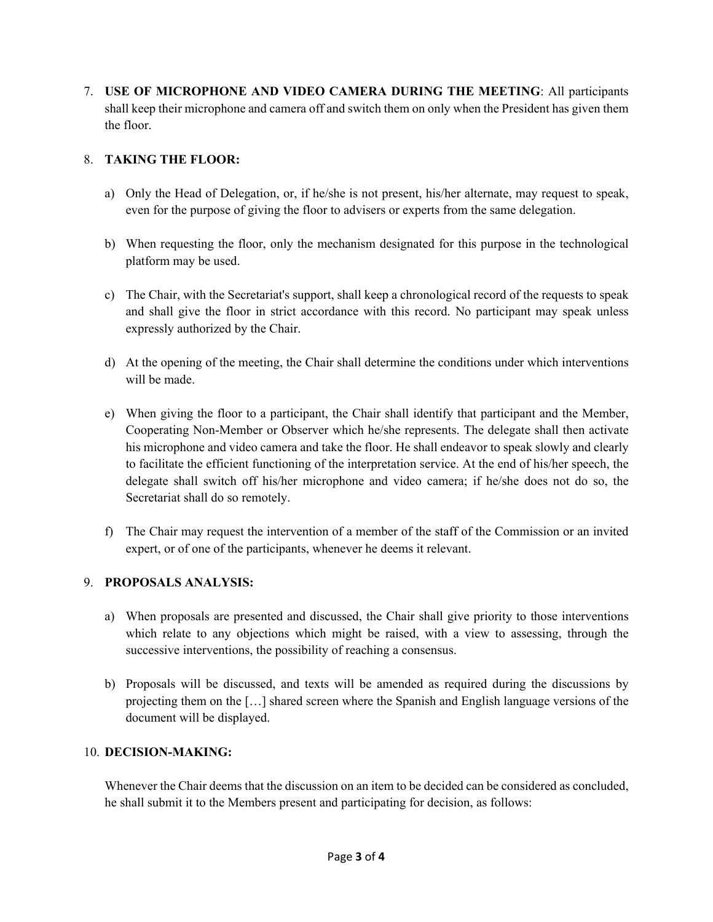7. **USE OF MICROPHONE AND VIDEO CAMERA DURING THE MEETING**: All participants shall keep their microphone and camera off and switch them on only when the President has given them the floor.

8. **TAKING THE FLOOR:**

   a) Only the Head of Delegation, or, if he/she is not present, his/her alternate, may request to speak, even for the purpose of giving the floor to advisers or experts from the same delegation.

   b) When requesting the floor, only the mechanism designated for this purpose in the technological platform may be used.

   c) The Chair, with the Secretariat's support, shall keep a chronological record of the requests to speak and shall give the floor in strict accordance with this record. No participant may speak unless expressly authorized by the Chair.

   d) At the opening of the meeting, the Chair shall determine the conditions under which interventions will be made.

   e) When giving the floor to a participant, the Chair shall identify that participant and the Member, Cooperating Non-Member or Observer which he/she represents. The delegate shall then activate his microphone and video camera and take the floor. He shall endeavor to speak slowly and clearly to facilitate the efficient functioning of the interpretation service. At the end of his/her speech, the delegate shall switch off his/her microphone and video camera; if he/she does not do so, the Secretariat shall do so remotely.

   f) The Chair may request the intervention of a member of the staff of the Commission or an invited expert, or of one of the participants, whenever he deems it relevant.

9. **PROPOSALS ANALYSIS:**

   a) When proposals are presented and discussed, the Chair shall give priority to those interventions which relate to any objections which might be raised, with a view to assessing, through the successive interventions, the possibility of reaching a consensus.

   b) Proposals will be discussed, and texts will be amended as required during the discussions by projecting them on the […] shared screen where the Spanish and English language versions of the document will be displayed.

10. **DECISION-MAKING:**

    Whenever the Chair deems that the discussion on an item to be decided can be considered as concluded, he shall submit it to the Members present and participating for decision, as follows: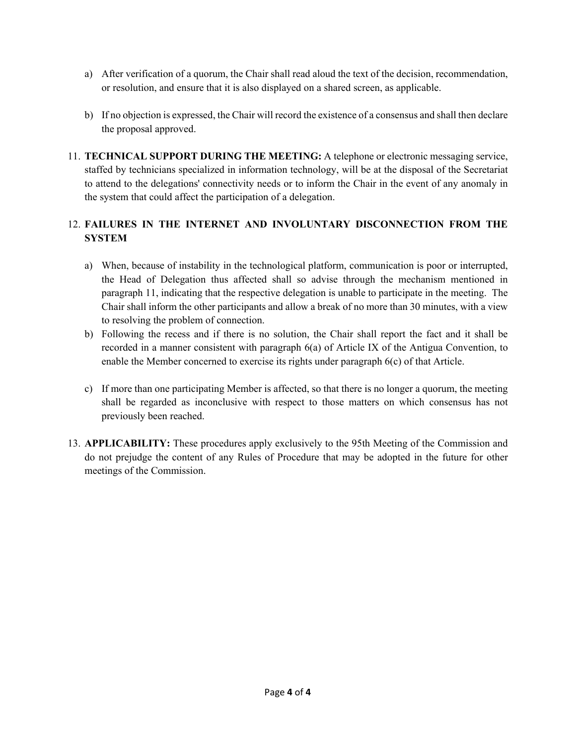a) After verification of a quorum, the Chair shall read aloud the text of the decision, recommendation, or resolution, and ensure that it is also displayed on a shared screen, as applicable.

b) If no objection is expressed, the Chair will record the existence of a consensus and shall then declare the proposal approved.

11. **TECHNICAL SUPPORT DURING THE MEETING:** A telephone or electronic messaging service, staffed by technicians specialized in information technology, will be at the disposal of the Secretariat to attend to the delegations' connectivity needs or to inform the Chair in the event of any anomaly in the system that could affect the participation of a delegation.

12. **FAILURES IN THE INTERNET AND INVOLUNTARY DISCONNECTION FROM THE SYSTEM**

a) When, because of instability in the technological platform, communication is poor or interrupted, the Head of Delegation thus affected shall so advise through the mechanism mentioned in paragraph 11, indicating that the respective delegation is unable to participate in the meeting. The Chair shall inform the other participants and allow a break of no more than 30 minutes, with a view to resolving the problem of connection.

b) Following the recess and if there is no solution, the Chair shall report the fact and it shall be recorded in a manner consistent with paragraph 6(a) of Article IX of the Antigua Convention, to enable the Member concerned to exercise its rights under paragraph 6(c) of that Article.

c) If more than one participating Member is affected, so that there is no longer a quorum, the meeting shall be regarded as inconclusive with respect to those matters on which consensus has not previously been reached.

13. **APPLICABILITY:** These procedures apply exclusively to the 95th Meeting of the Commission and do not prejudge the content of any Rules of Procedure that may be adopted in the future for other meetings of the Commission.